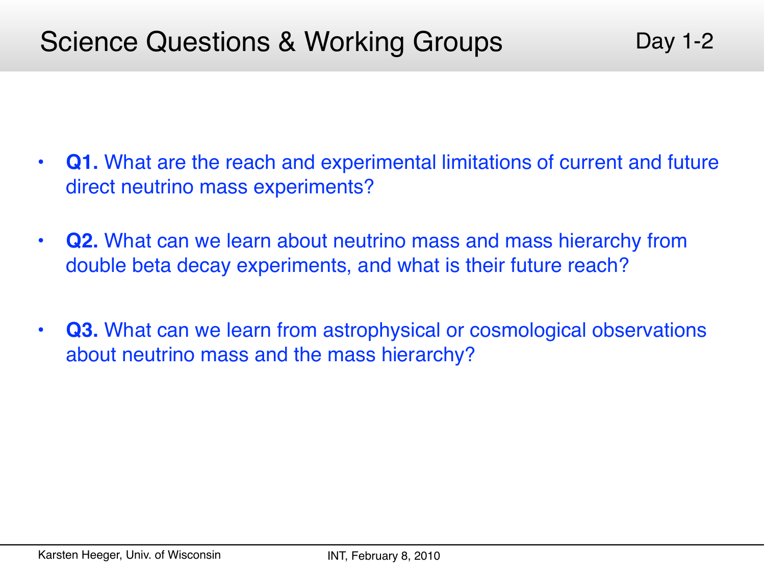# Science Questions & Working Groups

Day 1-2

- **Q1.** What are the reach and experimental limitations of current and future direct neutrino mass experiments?
- **Q2.** What can we learn about neutrino mass and mass hierarchy from double beta decay experiments, and what is their future reach?
- **Q3.** What can we learn from astrophysical or cosmological observations about neutrino mass and the mass hierarchy?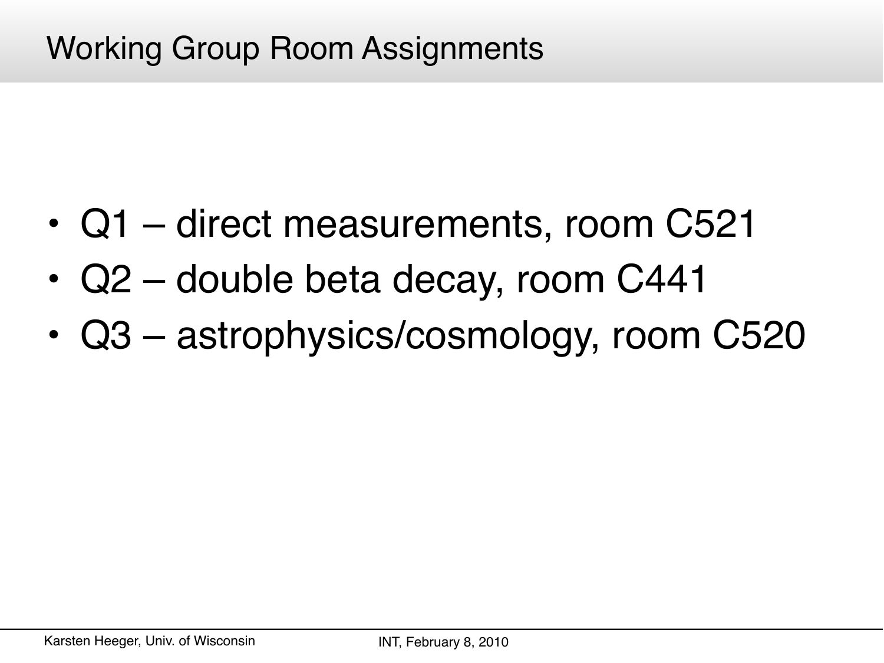# Working Group Room Assignments

- Q1 – direct measurements, room C521
- Q2 – double beta decay, room C441
- Q3 – astrophysics/cosmology, room C520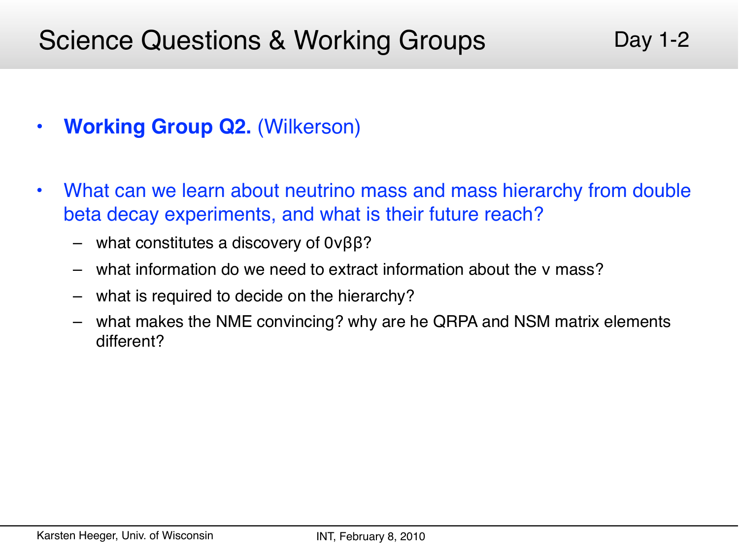# Science Questions & Working Groups

Day 1-2

- **Working Group Q2.** (Wilkerson)
- What can we learn about neutrino mass and mass hierarchy from double beta decay experiments, and what is their future reach?
  - what constitutes a discovery of $0\nu\beta\beta$?
  - what information do we need to extract information about the $\nu$ mass?
  - what is required to decide on the hierarchy?
  - what makes the NME convincing? why are he QRPA and NSM matrix elements different?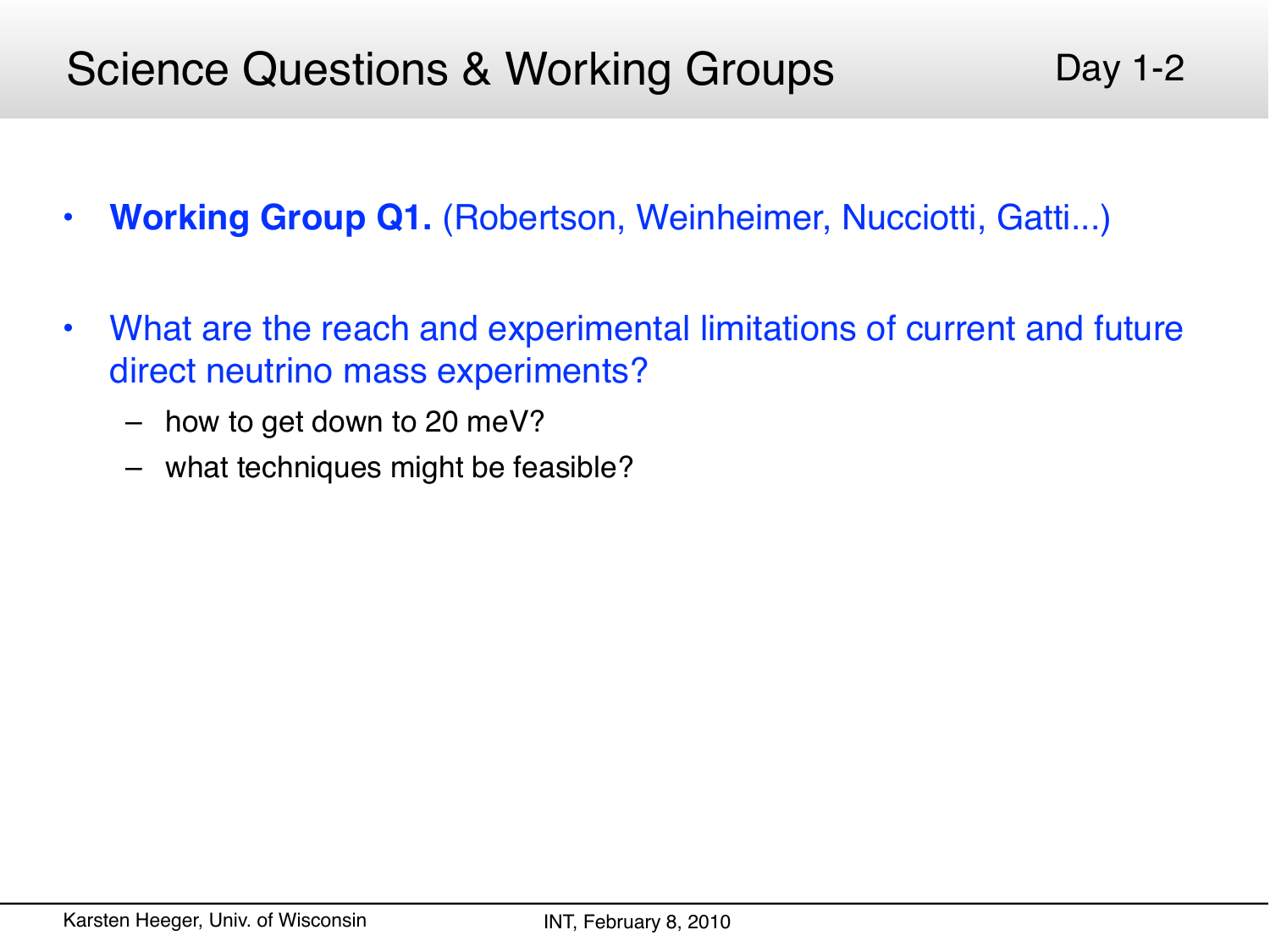# Science Questions & Working Groups

Day 1-2

- **Working Group Q1.** (Robertson, Weinheimer, Nucciotti, Gatti...)
- What are the reach and experimental limitations of current and future direct neutrino mass experiments?
  - how to get down to 20 meV?
  - what techniques might be feasible?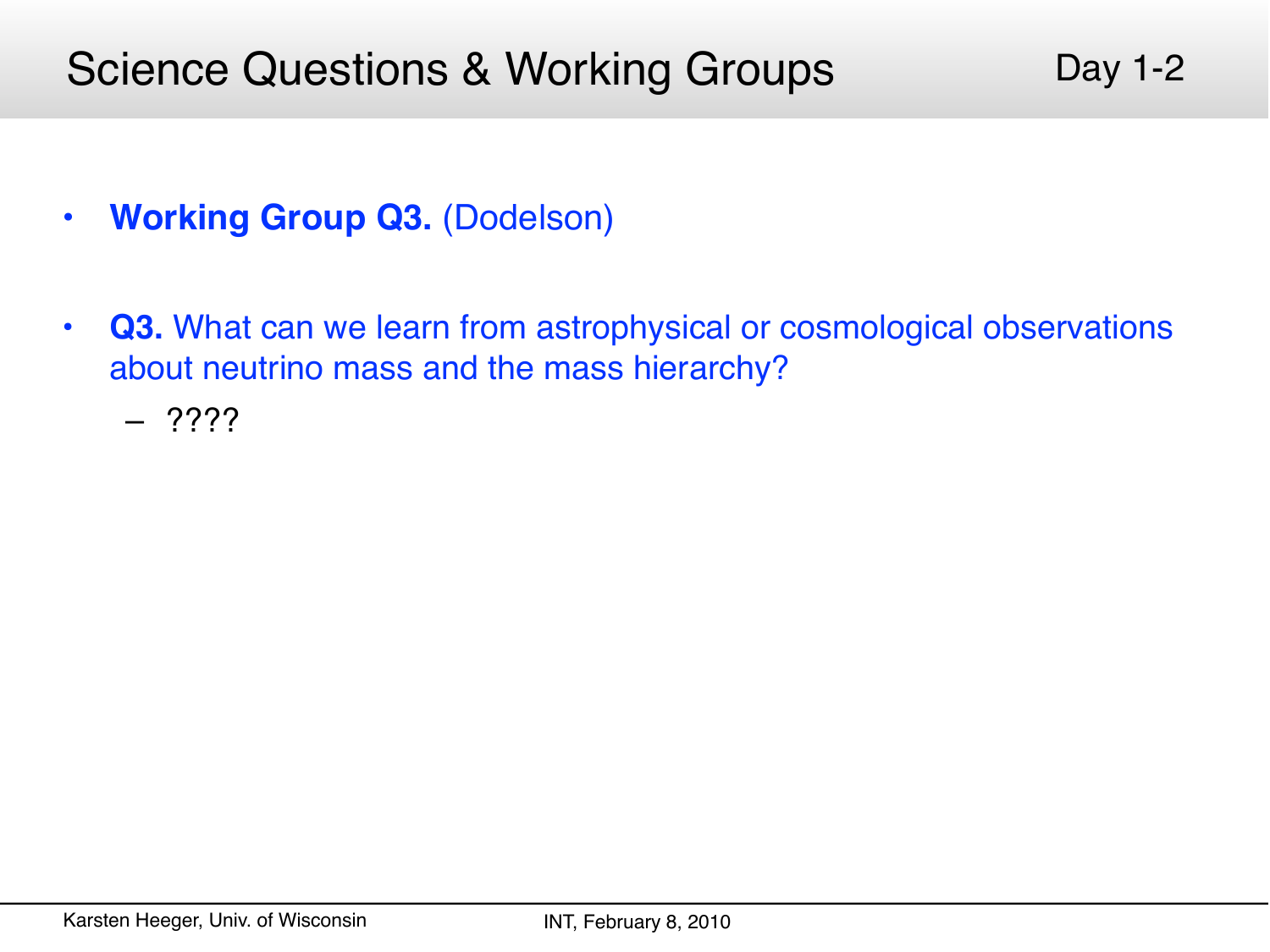# Science Questions & Working Groups

Day 1-2

- **Working Group Q3.** (Dodelson)

- **Q3.** What can we learn from astrophysical or cosmological observations about neutrino mass and the mass hierarchy?
  - ????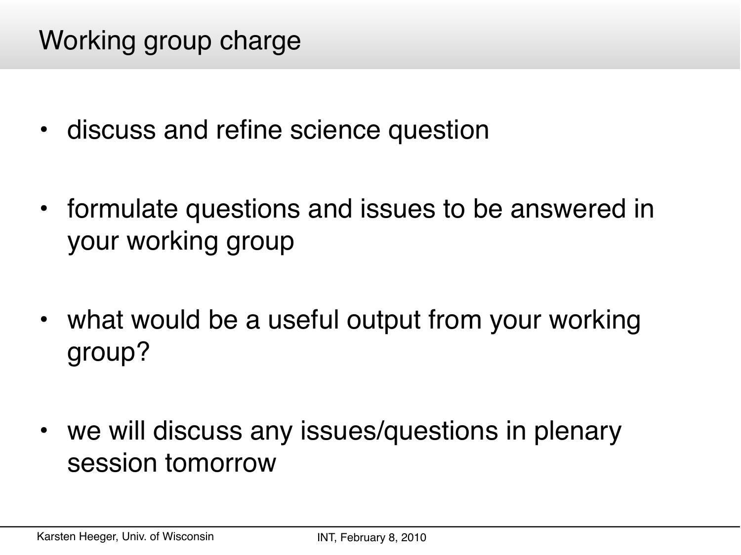# Working group charge

- discuss and refine science question
- formulate questions and issues to be answered in your working group
- what would be a useful output from your working group?
- we will discuss any issues/questions in plenary session tomorrow